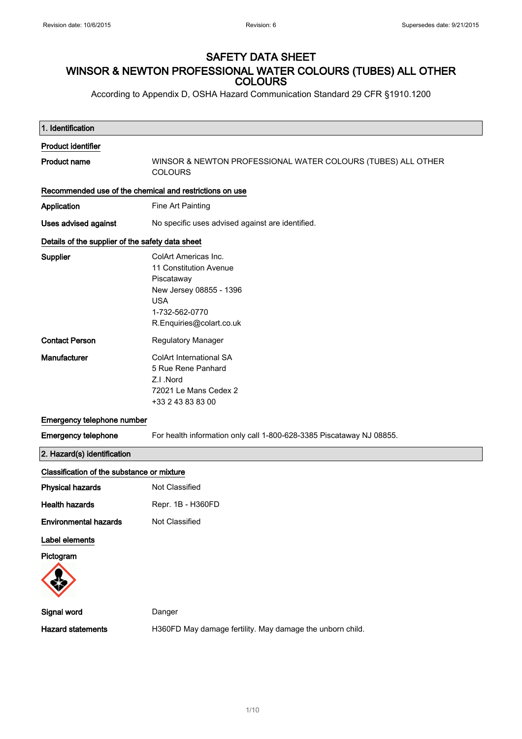# SAFETY DATA SHEET

# WINSOR & NEWTON PROFESSIONAL WATER COLOURS (TUBES) ALL OTHER COLOURS

According to Appendix D, OSHA Hazard Communication Standard 29 CFR §1910.1200

## 1. Identification

**Product identifier**

| | |
|---|---|
| **Product name** | WINSOR & NEWTON PROFESSIONAL WATER COLOURS (TUBES) ALL OTHER COLOURS |

**Recommended use of the chemical and restrictions on use**

| | |
|---|---|
| **Application** | Fine Art Painting |
| **Uses advised against** | No specific uses advised against are identified. |

**Details of the supplier of the safety data sheet**

| | |
|---|---|
| **Supplier** | ColArt Americas Inc.<br>11 Constitution Avenue<br>Piscataway<br>New Jersey 08855 - 1396<br>USA<br>1-732-562-0770<br>R.Enquiries@colart.co.uk |
| **Contact Person** | Regulatory Manager |
| **Manufacturer** | ColArt International SA<br>5 Rue Rene Panhard<br>Z.I .Nord<br>72021 Le Mans Cedex 2<br>+33 2 43 83 83 00 |

**Emergency telephone number**

| | |
|---|---|
| **Emergency telephone** | For health information only call 1-800-628-3385 Piscataway NJ 08855. |

## 2. Hazard(s) identification

**Classification of the substance or mixture**

| | |
|---|---|
| **Physical hazards** | Not Classified |
| **Health hazards** | Repr. 1B - H360FD |
| **Environmental hazards** | Not Classified |

**Label elements**

**Pictogram**

| | |
|---|---|
| **Signal word** | Danger |
| **Hazard statements** | H360FD May damage fertility. May damage the unborn child. |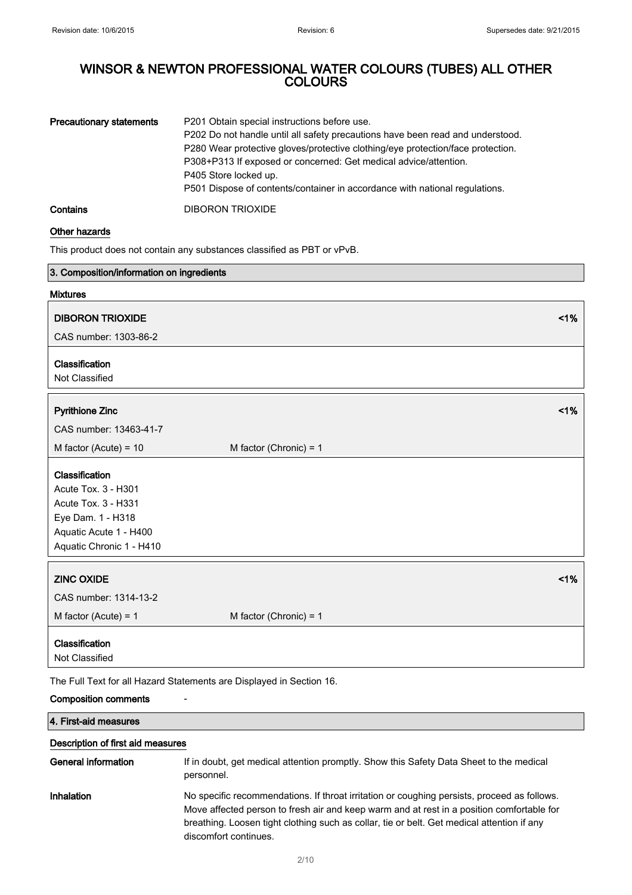| | |
|---|---|
| **Precautionary statements** | P201 Obtain special instructions before use.<br>P202 Do not handle until all safety precautions have been read and understood.<br>P280 Wear protective gloves/protective clothing/eye protection/face protection.<br>P308+P313 If exposed or concerned: Get medical advice/attention.<br>P405 Store locked up.<br>P501 Dispose of contents/container in accordance with national regulations. |
| **Contains** | DIBORON TRIOXIDE |

### Other hazards

This product does not contain any substances classified as PBT or vPvB.

## 3. Composition/information on ingredients

### Mixtures

**DIBORON TRIOXIDE** <1%

CAS number: 1303-86-2

**Classification**

Not Classified

**Pyrithione Zinc** <1%

CAS number: 13463-41-7

M factor (Acute) = 10 M factor (Chronic) = 1

**Classification**

Acute Tox. 3 - H301
Acute Tox. 3 - H331
Eye Dam. 1 - H318
Aquatic Acute 1 - H400
Aquatic Chronic 1 - H410

**ZINC OXIDE** <1%

CAS number: 1314-13-2

M factor (Acute) = 1 M factor (Chronic) = 1

**Classification**

Not Classified

The Full Text for all Hazard Statements are Displayed in Section 16.

**Composition comments** -

## 4. First-aid measures

### Description of first aid measures

| | |
|---|---|
| **General information** | If in doubt, get medical attention promptly. Show this Safety Data Sheet to the medical personnel. |
| **Inhalation** | No specific recommendations. If throat irritation or coughing persists, proceed as follows. Move affected person to fresh air and keep warm and at rest in a position comfortable for breathing. Loosen tight clothing such as collar, tie or belt. Get medical attention if any discomfort continues. |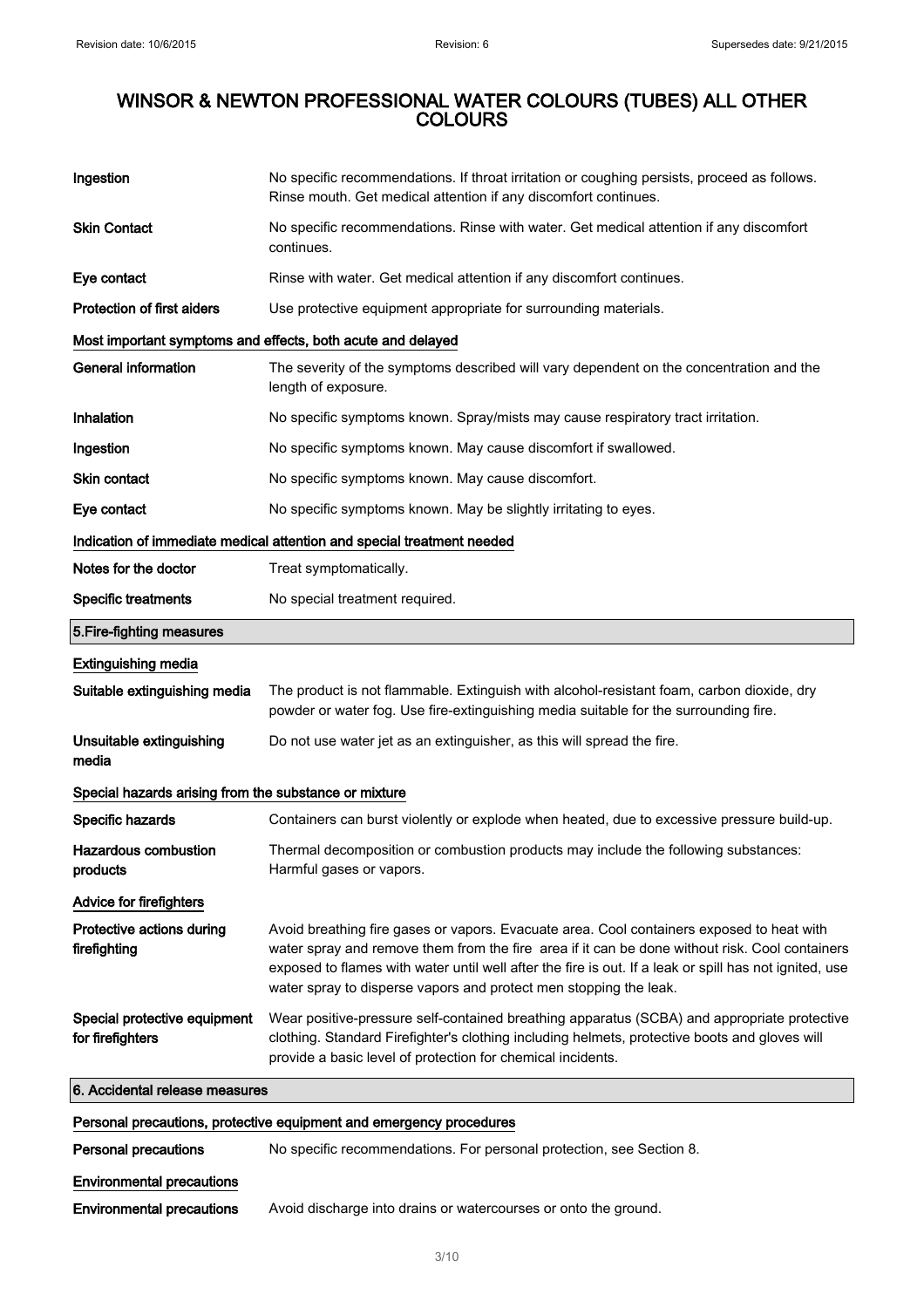# WINSOR & NEWTON PROFESSIONAL WATER COLOURS (TUBES) ALL OTHER COLOURS

**Ingestion** No specific recommendations. If throat irritation or coughing persists, proceed as follows. Rinse mouth. Get medical attention if any discomfort continues.

**Skin Contact** No specific recommendations. Rinse with water. Get medical attention if any discomfort continues.

**Eye contact** Rinse with water. Get medical attention if any discomfort continues.

**Protection of first aiders** Use protective equipment appropriate for surrounding materials.

### Most important symptoms and effects, both acute and delayed

**General information** The severity of the symptoms described will vary dependent on the concentration and the length of exposure.

**Inhalation** No specific symptoms known. Spray/mists may cause respiratory tract irritation.

**Ingestion** No specific symptoms known. May cause discomfort if swallowed.

**Skin contact** No specific symptoms known. May cause discomfort.

**Eye contact** No specific symptoms known. May be slightly irritating to eyes.

### Indication of immediate medical attention and special treatment needed

**Notes for the doctor** Treat symptomatically.

**Specific treatments** No special treatment required.

## 5.Fire-fighting measures

### Extinguishing media

**Suitable extinguishing media** The product is not flammable. Extinguish with alcohol-resistant foam, carbon dioxide, dry powder or water fog. Use fire-extinguishing media suitable for the surrounding fire.

**Unsuitable extinguishing media** Do not use water jet as an extinguisher, as this will spread the fire.

### Special hazards arising from the substance or mixture

**Specific hazards** Containers can burst violently or explode when heated, due to excessive pressure build-up.

**Hazardous combustion products** Thermal decomposition or combustion products may include the following substances: Harmful gases or vapors.

### Advice for firefighters

**Protective actions during firefighting** Avoid breathing fire gases or vapors. Evacuate area. Cool containers exposed to heat with water spray and remove them from the fire area if it can be done without risk. Cool containers exposed to flames with water until well after the fire is out. If a leak or spill has not ignited, use water spray to disperse vapors and protect men stopping the leak.

**Special protective equipment for firefighters** Wear positive-pressure self-contained breathing apparatus (SCBA) and appropriate protective clothing. Standard Firefighter's clothing including helmets, protective boots and gloves will provide a basic level of protection for chemical incidents.

## 6. Accidental release measures

### Personal precautions, protective equipment and emergency procedures

**Personal precautions** No specific recommendations. For personal protection, see Section 8.

### Environmental precautions

**Environmental precautions** Avoid discharge into drains or watercourses or onto the ground.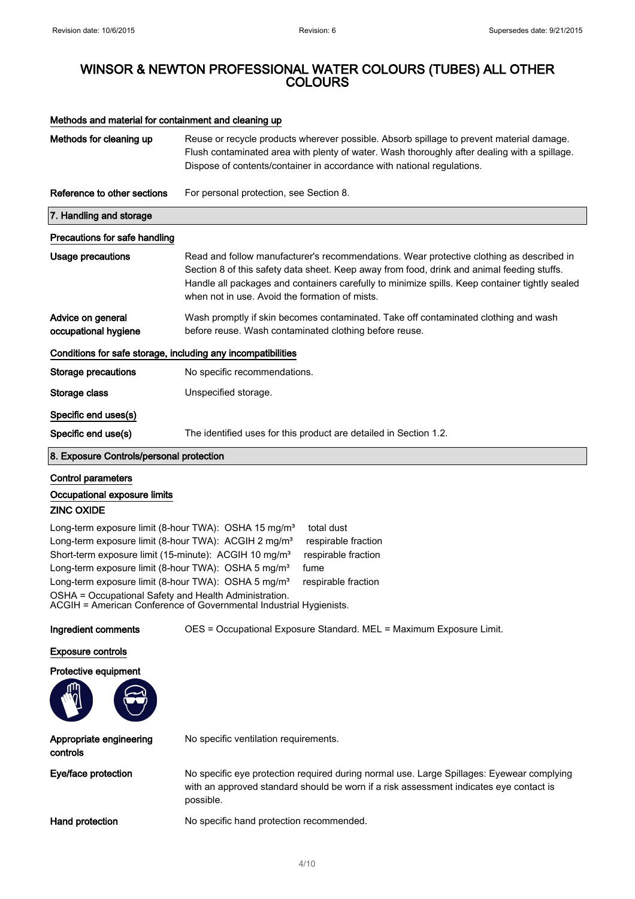# WINSOR & NEWTON PROFESSIONAL WATER COLOURS (TUBES) ALL OTHER COLOURS

### Methods and material for containment and cleaning up

| | |
|---|---|
| **Methods for cleaning up** | Reuse or recycle products wherever possible. Absorb spillage to prevent material damage. Flush contaminated area with plenty of water. Wash thoroughly after dealing with a spillage. Dispose of contents/container in accordance with national regulations. |
| **Reference to other sections** | For personal protection, see Section 8. |

## 7. Handling and storage

### Precautions for safe handling

| | |
|---|---|
| **Usage precautions** | Read and follow manufacturer's recommendations. Wear protective clothing as described in Section 8 of this safety data sheet. Keep away from food, drink and animal feeding stuffs. Handle all packages and containers carefully to minimize spills. Keep container tightly sealed when not in use. Avoid the formation of mists. |
| **Advice on general occupational hygiene** | Wash promptly if skin becomes contaminated. Take off contaminated clothing and wash before reuse. Wash contaminated clothing before reuse. |

### Conditions for safe storage, including any incompatibilities

| | |
|---|---|
| **Storage precautions** | No specific recommendations. |
| **Storage class** | Unspecified storage. |

### Specific end uses(s)

| | |
|---|---|
| **Specific end use(s)** | The identified uses for this product are detailed in Section 1.2. |

## 8. Exposure Controls/personal protection

### Control parameters

### Occupational exposure limits

**ZINC OXIDE**

Long-term exposure limit (8-hour TWA): OSHA 15 mg/m³ total dust
Long-term exposure limit (8-hour TWA): ACGIH 2 mg/m³ respirable fraction
Short-term exposure limit (15-minute): ACGIH 10 mg/m³ respirable fraction
Long-term exposure limit (8-hour TWA): OSHA 5 mg/m³ fume
Long-term exposure limit (8-hour TWA): OSHA 5 mg/m³ respirable fraction
OSHA = Occupational Safety and Health Administration.
ACGIH = American Conference of Governmental Industrial Hygienists.

| | |
|---|---|
| **Ingredient comments** | OES = Occupational Exposure Standard. MEL = Maximum Exposure Limit. |

### Exposure controls

### Protective equipment

| | |
|---|---|
| **Appropriate engineering controls** | No specific ventilation requirements. |
| **Eye/face protection** | No specific eye protection required during normal use. Large Spillages: Eyewear complying with an approved standard should be worn if a risk assessment indicates eye contact is possible. |
| **Hand protection** | No specific hand protection recommended. |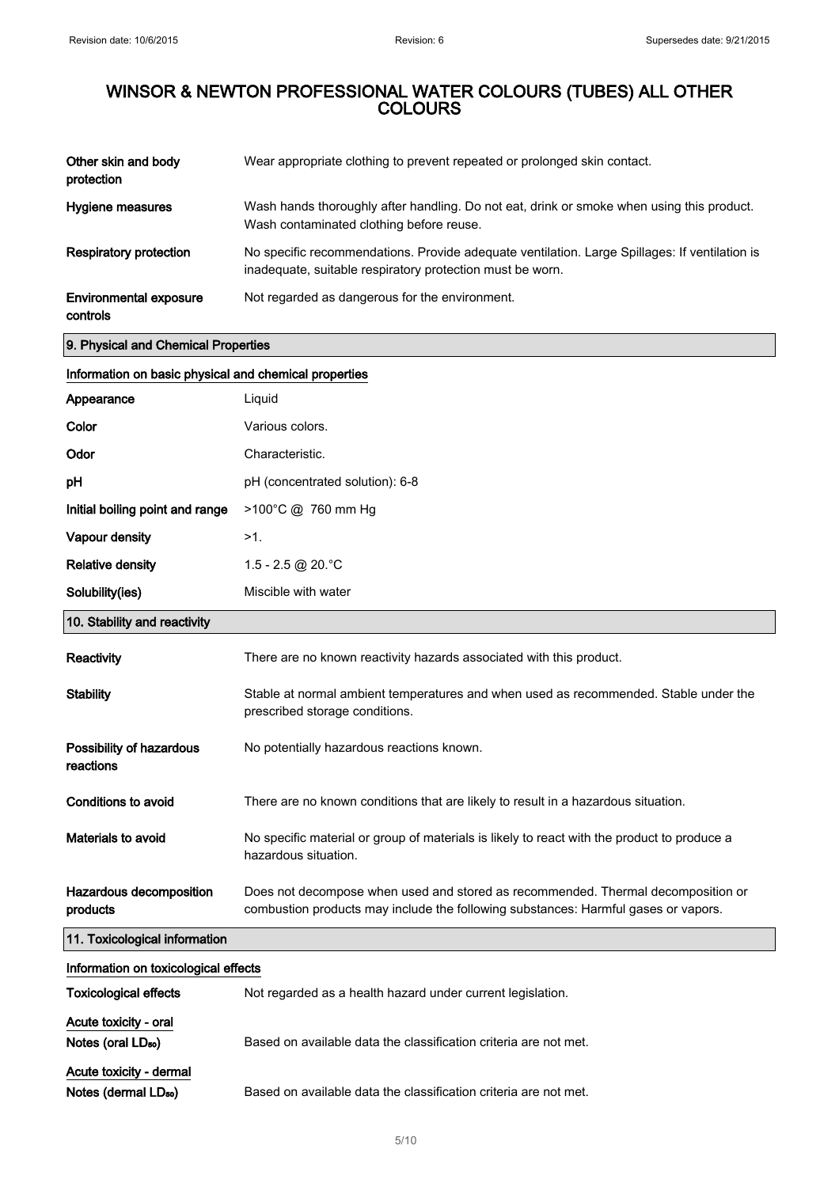| | |
|---|---|
| **Other skin and body protection** | Wear appropriate clothing to prevent repeated or prolonged skin contact. |
| **Hygiene measures** | Wash hands thoroughly after handling. Do not eat, drink or smoke when using this product. Wash contaminated clothing before reuse. |
| **Respiratory protection** | No specific recommendations. Provide adequate ventilation. Large Spillages: If ventilation is inadequate, suitable respiratory protection must be worn. |
| **Environmental exposure controls** | Not regarded as dangerous for the environment. |

## 9. Physical and Chemical Properties

### Information on basic physical and chemical properties

| | |
|---|---|
| **Appearance** | Liquid |
| **Color** | Various colors. |
| **Odor** | Characteristic. |
| **pH** | pH (concentrated solution): 6-8 |
| **Initial boiling point and range** | >100°C @ 760 mm Hg |
| **Vapour density** | >1. |
| **Relative density** | 1.5 - 2.5 @ 20.°C |
| **Solubility(ies)** | Miscible with water |

## 10. Stability and reactivity

| | |
|---|---|
| **Reactivity** | There are no known reactivity hazards associated with this product. |
| **Stability** | Stable at normal ambient temperatures and when used as recommended. Stable under the prescribed storage conditions. |
| **Possibility of hazardous reactions** | No potentially hazardous reactions known. |
| **Conditions to avoid** | There are no known conditions that are likely to result in a hazardous situation. |
| **Materials to avoid** | No specific material or group of materials is likely to react with the product to produce a hazardous situation. |
| **Hazardous decomposition products** | Does not decompose when used and stored as recommended. Thermal decomposition or combustion products may include the following substances: Harmful gases or vapors. |

## 11. Toxicological information

### Information on toxicological effects

| | |
|---|---|
| **Toxicological effects** | Not regarded as a health hazard under current legislation. |
| **Acute toxicity - oral** | |
| **Notes (oral $LD_{50}$)** | Based on available data the classification criteria are not met. |
| **Acute toxicity - dermal** | |
| **Notes (dermal $LD_{50}$)** | Based on available data the classification criteria are not met. |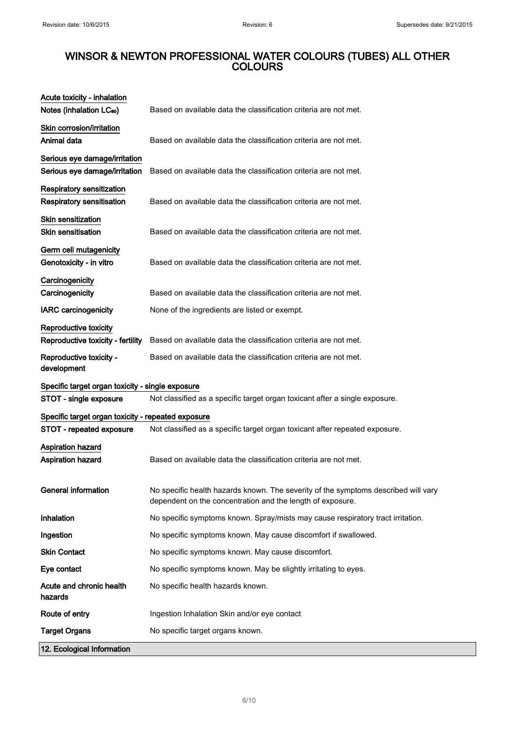# WINSOR & NEWTON PROFESSIONAL WATER COLOURS (TUBES) ALL OTHER COLOURS

**Acute toxicity - inhalation**

| | |
|---|---|
| **Notes (inhalation $LC_{50}$)** | Based on available data the classification criteria are not met. |

**Skin corrosion/irritation**

| | |
|---|---|
| **Animal data** | Based on available data the classification criteria are not met. |

**Serious eye damage/irritation**

| | |
|---|---|
| **Serious eye damage/irritation** | Based on available data the classification criteria are not met. |

**Respiratory sensitization**

| | |
|---|---|
| **Respiratory sensitisation** | Based on available data the classification criteria are not met. |

**Skin sensitization**

| | |
|---|---|
| **Skin sensitisation** | Based on available data the classification criteria are not met. |

**Germ cell mutagenicity**

| | |
|---|---|
| **Genotoxicity - in vitro** | Based on available data the classification criteria are not met. |

**Carcinogenicity**

| | |
|---|---|
| **Carcinogenicity** | Based on available data the classification criteria are not met. |
| **IARC carcinogenicity** | None of the ingredients are listed or exempt. |

**Reproductive toxicity**

| | |
|---|---|
| **Reproductive toxicity - fertility** | Based on available data the classification criteria are not met. |
| **Reproductive toxicity - development** | Based on available data the classification criteria are not met. |

**Specific target organ toxicity - single exposure**

| | |
|---|---|
| **STOT - single exposure** | Not classified as a specific target organ toxicant after a single exposure. |

**Specific target organ toxicity - repeated exposure**

| | |
|---|---|
| **STOT - repeated exposure** | Not classified as a specific target organ toxicant after repeated exposure. |

**Aspiration hazard**

| | |
|---|---|
| **Aspiration hazard** | Based on available data the classification criteria are not met. |

| | |
|---|---|
| **General information** | No specific health hazards known. The severity of the symptoms described will vary dependent on the concentration and the length of exposure. |
| **Inhalation** | No specific symptoms known. Spray/mists may cause respiratory tract irritation. |
| **Ingestion** | No specific symptoms known. May cause discomfort if swallowed. |
| **Skin Contact** | No specific symptoms known. May cause discomfort. |
| **Eye contact** | No specific symptoms known. May be slightly irritating to eyes. |
| **Acute and chronic health hazards** | No specific health hazards known. |
| **Route of entry** | Ingestion Inhalation Skin and/or eye contact |
| **Target Organs** | No specific target organs known. |

## 12. Ecological Information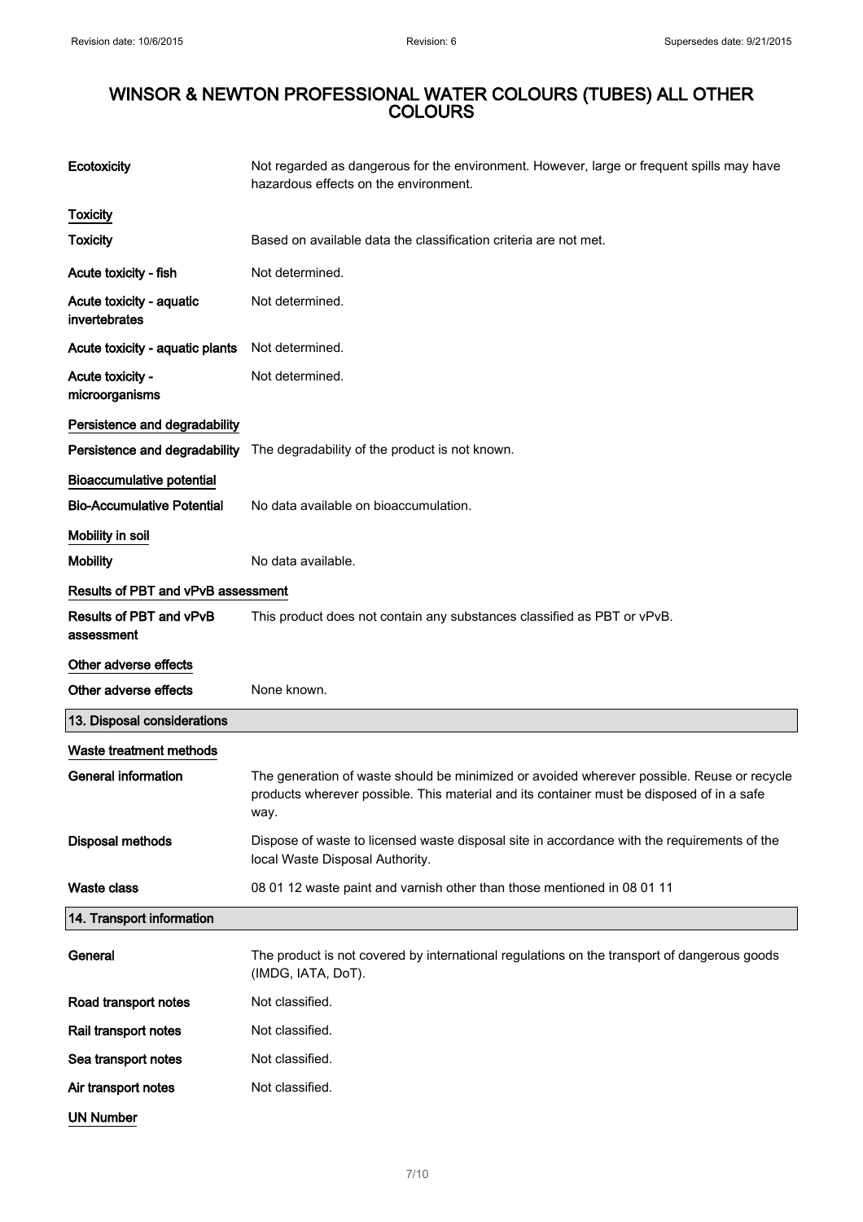# WINSOR & NEWTON PROFESSIONAL WATER COLOURS (TUBES) ALL OTHER COLOURS

**Ecotoxicity** Not regarded as dangerous for the environment. However, large or frequent spills may have hazardous effects on the environment.

### Toxicity

**Toxicity** Based on available data the classification criteria are not met.

**Acute toxicity - fish** Not determined.

**Acute toxicity - aquatic invertebrates** Not determined.

**Acute toxicity - aquatic plants** Not determined.

**Acute toxicity - microorganisms** Not determined.

### Persistence and degradability

**Persistence and degradability** The degradability of the product is not known.

### Bioaccumulative potential

**Bio-Accumulative Potential** No data available on bioaccumulation.

### Mobility in soil

**Mobility** No data available.

### Results of PBT and vPvB assessment

**Results of PBT and vPvB assessment** This product does not contain any substances classified as PBT or vPvB.

### Other adverse effects

**Other adverse effects** None known.

## 13. Disposal considerations

### Waste treatment methods

**General information** The generation of waste should be minimized or avoided wherever possible. Reuse or recycle products wherever possible. This material and its container must be disposed of in a safe way.

**Disposal methods** Dispose of waste to licensed waste disposal site in accordance with the requirements of the local Waste Disposal Authority.

**Waste class** 08 01 12 waste paint and varnish other than those mentioned in 08 01 11

## 14. Transport information

**General** The product is not covered by international regulations on the transport of dangerous goods (IMDG, IATA, DoT).

**Road transport notes** Not classified.

**Rail transport notes** Not classified.

**Sea transport notes** Not classified.

**Air transport notes** Not classified.

### UN Number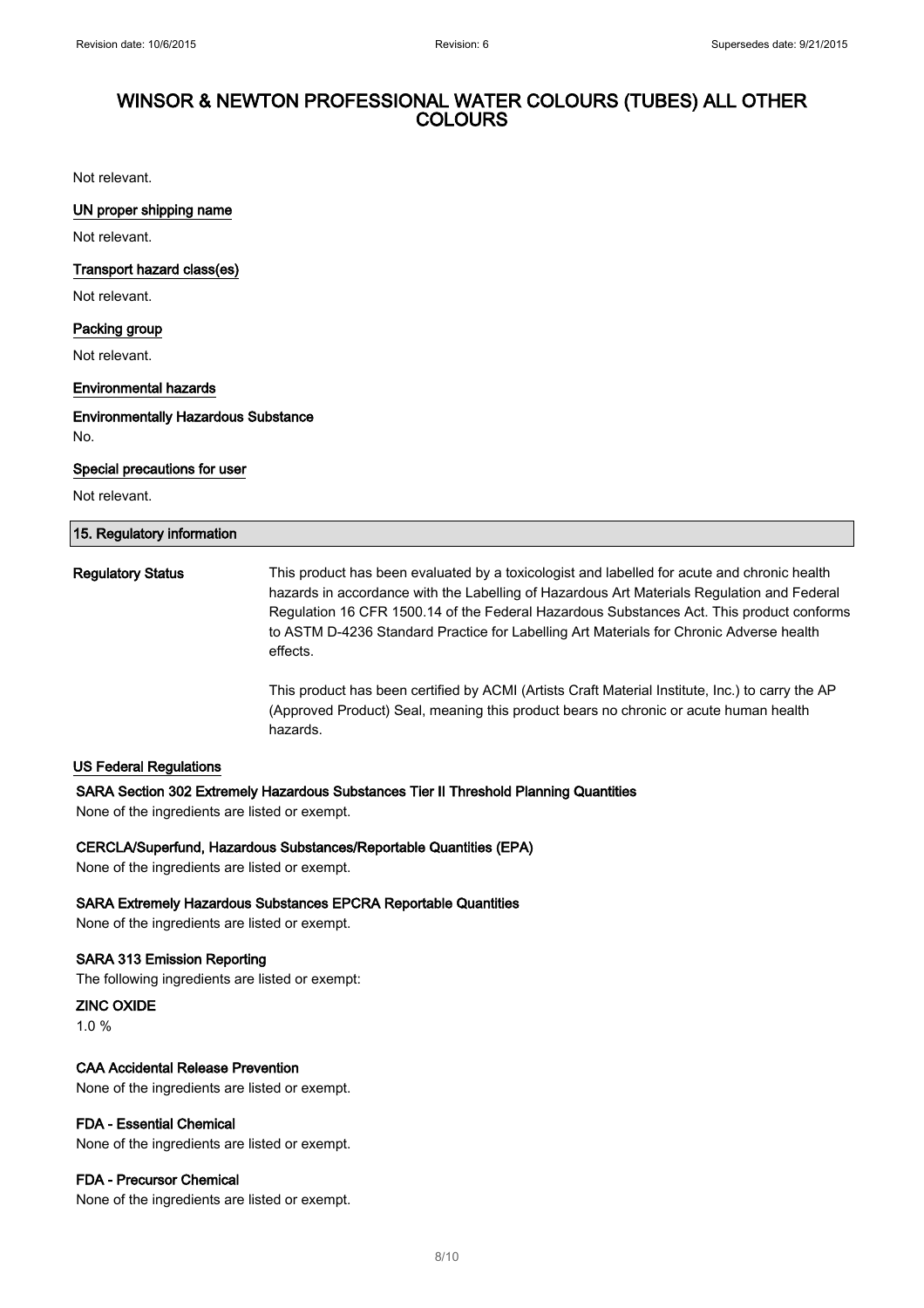Not relevant.

### UN proper shipping name

Not relevant.

### Transport hazard class(es)

Not relevant.

### Packing group

Not relevant.

### Environmental hazards

**Environmentally Hazardous Substance**

No.

### Special precautions for user

Not relevant.

## 15. Regulatory information

**Regulatory Status**

This product has been evaluated by a toxicologist and labelled for acute and chronic health hazards in accordance with the Labelling of Hazardous Art Materials Regulation and Federal Regulation 16 CFR 1500.14 of the Federal Hazardous Substances Act. This product conforms to ASTM D-4236 Standard Practice for Labelling Art Materials for Chronic Adverse health effects.

This product has been certified by ACMI (Artists Craft Material Institute, Inc.) to carry the AP (Approved Product) Seal, meaning this product bears no chronic or acute human health hazards.

### US Federal Regulations

**SARA Section 302 Extremely Hazardous Substances Tier II Threshold Planning Quantities**

None of the ingredients are listed or exempt.

**CERCLA/Superfund, Hazardous Substances/Reportable Quantities (EPA)**

None of the ingredients are listed or exempt.

**SARA Extremely Hazardous Substances EPCRA Reportable Quantities**

None of the ingredients are listed or exempt.

**SARA 313 Emission Reporting**

The following ingredients are listed or exempt:

**ZINC OXIDE**

1.0 %

**CAA Accidental Release Prevention**

None of the ingredients are listed or exempt.

**FDA - Essential Chemical**

None of the ingredients are listed or exempt.

**FDA - Precursor Chemical**

None of the ingredients are listed or exempt.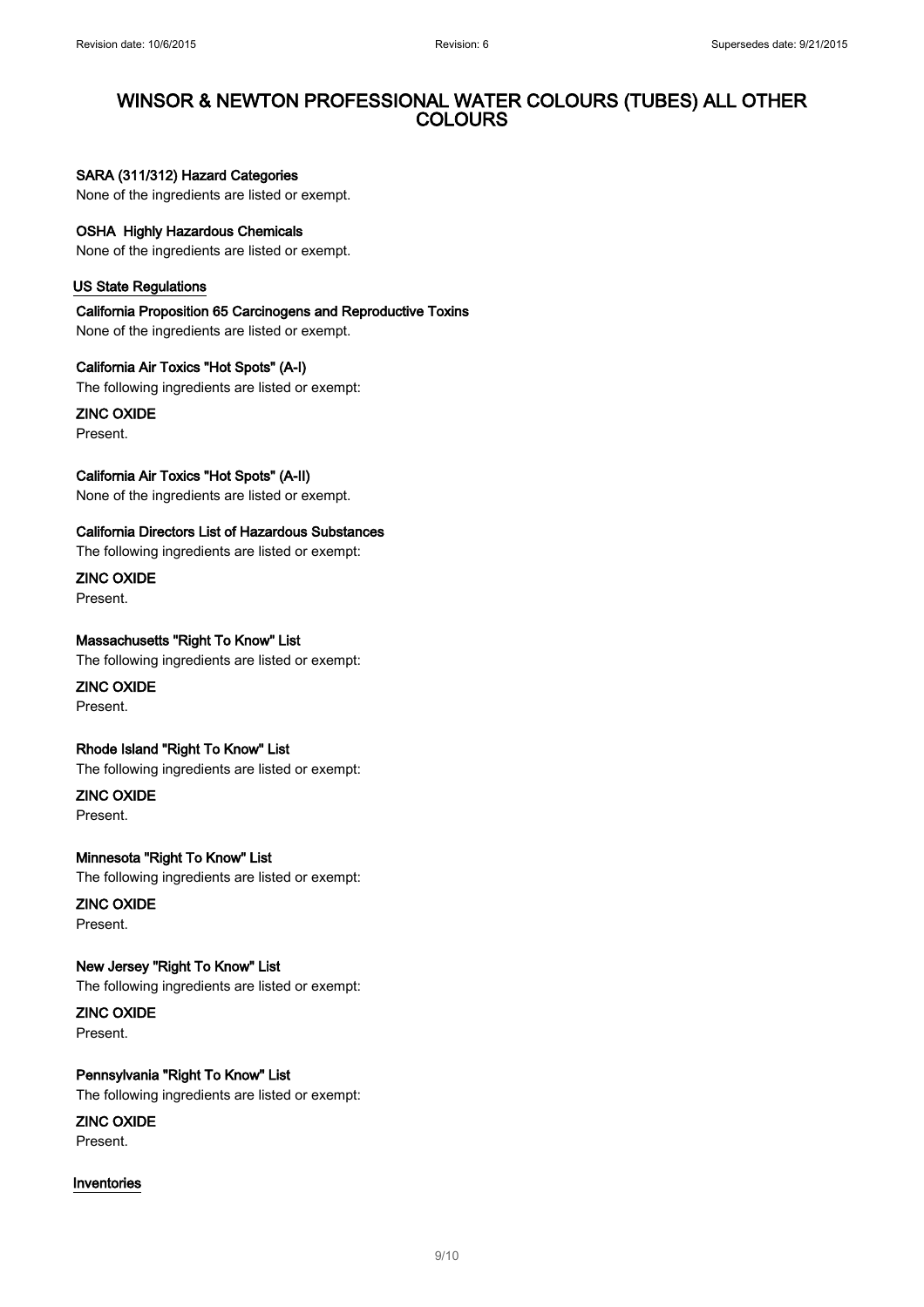# WINSOR & NEWTON PROFESSIONAL WATER COLOURS (TUBES) ALL OTHER COLOURS

### SARA (311/312) Hazard Categories

None of the ingredients are listed or exempt.

### OSHA Highly Hazardous Chemicals

None of the ingredients are listed or exempt.

## US State Regulations

### California Proposition 65 Carcinogens and Reproductive Toxins

None of the ingredients are listed or exempt.

### California Air Toxics "Hot Spots" (A-I)

The following ingredients are listed or exempt:

**ZINC OXIDE**

Present.

### California Air Toxics "Hot Spots" (A-II)

None of the ingredients are listed or exempt.

### California Directors List of Hazardous Substances

The following ingredients are listed or exempt:

**ZINC OXIDE**

Present.

### Massachusetts "Right To Know" List

The following ingredients are listed or exempt:

**ZINC OXIDE**

Present.

### Rhode Island "Right To Know" List

The following ingredients are listed or exempt:

**ZINC OXIDE**

Present.

### Minnesota "Right To Know" List

The following ingredients are listed or exempt:

**ZINC OXIDE**

Present.

### New Jersey "Right To Know" List

The following ingredients are listed or exempt:

**ZINC OXIDE**

Present.

### Pennsylvania "Right To Know" List

The following ingredients are listed or exempt:

**ZINC OXIDE**

Present.

## Inventories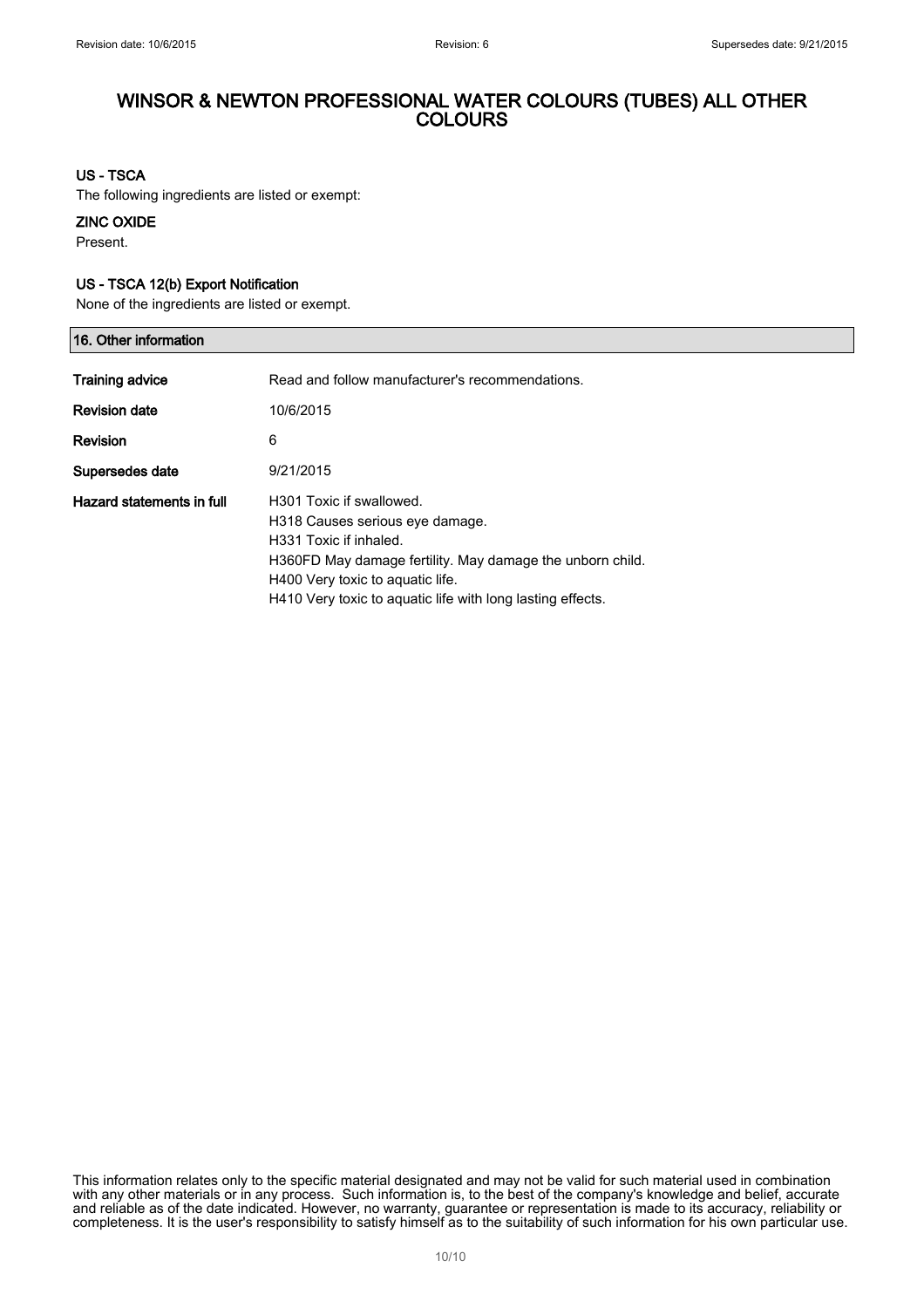# WINSOR & NEWTON PROFESSIONAL WATER COLOURS (TUBES) ALL OTHER COLOURS

### US - TSCA

The following ingredients are listed or exempt:

**ZINC OXIDE**

Present.

### US - TSCA 12(b) Export Notification

None of the ingredients are listed or exempt.

## 16. Other information

| | |
|---|---|
| **Training advice** | Read and follow manufacturer's recommendations. |
| **Revision date** | 10/6/2015 |
| **Revision** | 6 |
| **Supersedes date** | 9/21/2015 |
| **Hazard statements in full** | H301 Toxic if swallowed.<br>H318 Causes serious eye damage.<br>H331 Toxic if inhaled.<br>H360FD May damage fertility. May damage the unborn child.<br>H400 Very toxic to aquatic life.<br>H410 Very toxic to aquatic life with long lasting effects. |

This information relates only to the specific material designated and may not be valid for such material used in combination with any other materials or in any process. Such information is, to the best of the company's knowledge and belief, accurate and reliable as of the date indicated. However, no warranty, guarantee or representation is made to its accuracy, reliability or completeness. It is the user's responsibility to satisfy himself as to the suitability of such information for his own particular use.